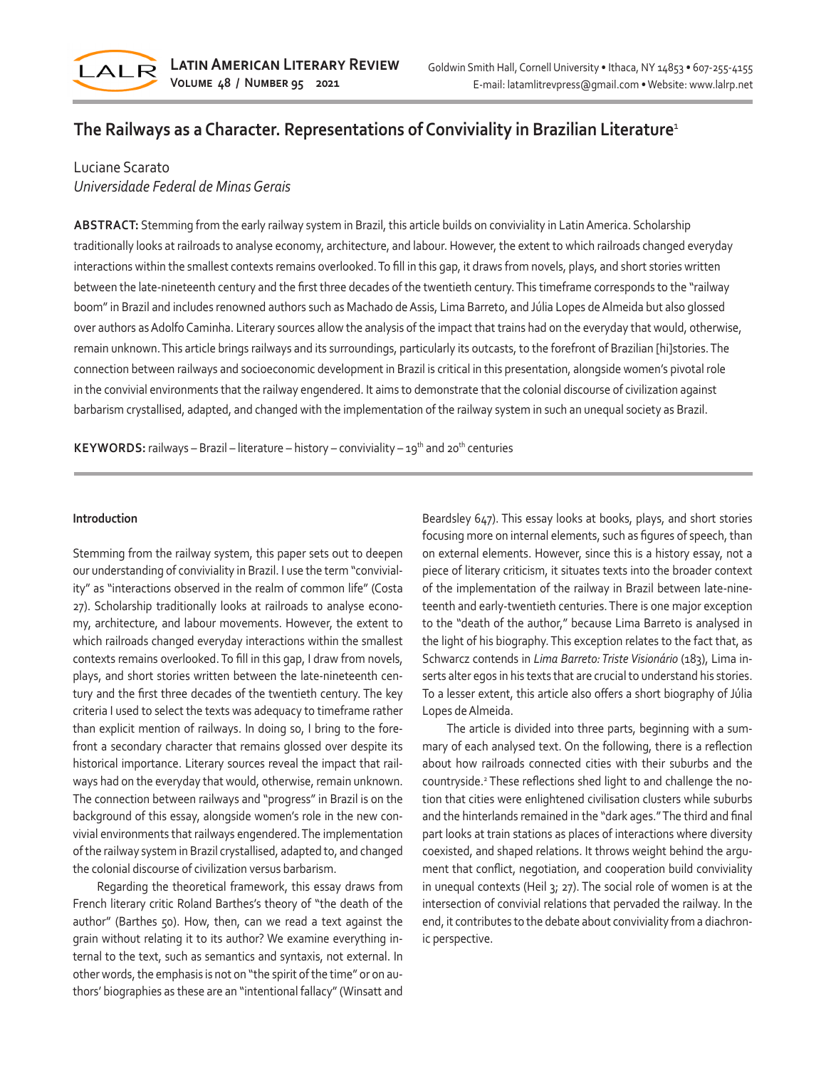# The Railways as a Character. Representations of Conviviality in Brazilian Literature[1]

Luciane Scarato
*Universidade Federal de Minas Gerais*

**ABSTRACT:** Stemming from the early railway system in Brazil, this article builds on conviviality in Latin America. Scholarship traditionally looks at railroads to analyse economy, architecture, and labour. However, the extent to which railroads changed everyday interactions within the smallest contexts remains overlooked. To fill in this gap, it draws from novels, plays, and short stories written between the late-nineteenth century and the first three decades of the twentieth century. This timeframe corresponds to the "railway boom" in Brazil and includes renowned authors such as Machado de Assis, Lima Barreto, and Júlia Lopes de Almeida but also glossed over authors as Adolfo Caminha. Literary sources allow the analysis of the impact that trains had on the everyday that would, otherwise, remain unknown. This article brings railways and its surroundings, particularly its outcasts, to the forefront of Brazilian [hi]stories. The connection between railways and socioeconomic development in Brazil is critical in this presentation, alongside women's pivotal role in the convivial environments that the railway engendered. It aims to demonstrate that the colonial discourse of civilization against barbarism crystallised, adapted, and changed with the implementation of the railway system in such an unequal society as Brazil.

**KEYWORDS:** railways – Brazil – literature – history – conviviality – 19th and 20th centuries

## Introduction

Stemming from the railway system, this paper sets out to deepen our understanding of conviviality in Brazil. I use the term "conviviality" as "interactions observed in the realm of common life" (Costa 27). Scholarship traditionally looks at railroads to analyse economy, architecture, and labour movements. However, the extent to which railroads changed everyday interactions within the smallest contexts remains overlooked. To fill in this gap, I draw from novels, plays, and short stories written between the late-nineteenth century and the first three decades of the twentieth century. The key criteria I used to select the texts was adequacy to timeframe rather than explicit mention of railways. In doing so, I bring to the forefront a secondary character that remains glossed over despite its historical importance. Literary sources reveal the impact that railways had on the everyday that would, otherwise, remain unknown. The connection between railways and "progress" in Brazil is on the background of this essay, alongside women's role in the new convivial environments that railways engendered. The implementation of the railway system in Brazil crystallised, adapted to, and changed the colonial discourse of civilization versus barbarism.

Regarding the theoretical framework, this essay draws from French literary critic Roland Barthes's theory of "the death of the author" (Barthes 50). How, then, can we read a text against the grain without relating it to its author? We examine everything internal to the text, such as semantics and syntaxis, not external. In other words, the emphasis is not on "the spirit of the time" or on authors' biographies as these are an "intentional fallacy" (Winsatt and Beardsley 647). This essay looks at books, plays, and short stories focusing more on internal elements, such as figures of speech, than on external elements. However, since this is a history essay, not a piece of literary criticism, it situates texts into the broader context of the implementation of the railway in Brazil between late-nineteenth and early-twentieth centuries. There is one major exception to the "death of the author," because Lima Barreto is analysed in the light of his biography. This exception relates to the fact that, as Schwarcz contends in *Lima Barreto: Triste Visionário* (183), Lima inserts alter egos in his texts that are crucial to understand his stories. To a lesser extent, this article also offers a short biography of Júlia Lopes de Almeida.

The article is divided into three parts, beginning with a summary of each analysed text. On the following, there is a reflection about how railroads connected cities with their suburbs and the countryside.[2] These reflections shed light to and challenge the notion that cities were enlightened civilisation clusters while suburbs and the hinterlands remained in the "dark ages." The third and final part looks at train stations as places of interactions where diversity coexisted, and shaped relations. It throws weight behind the argument that conflict, negotiation, and cooperation build conviviality in unequal contexts (Heil 3; 27). The social role of women is at the intersection of convivial relations that pervaded the railway. In the end, it contributes to the debate about conviviality from a diachronic perspective.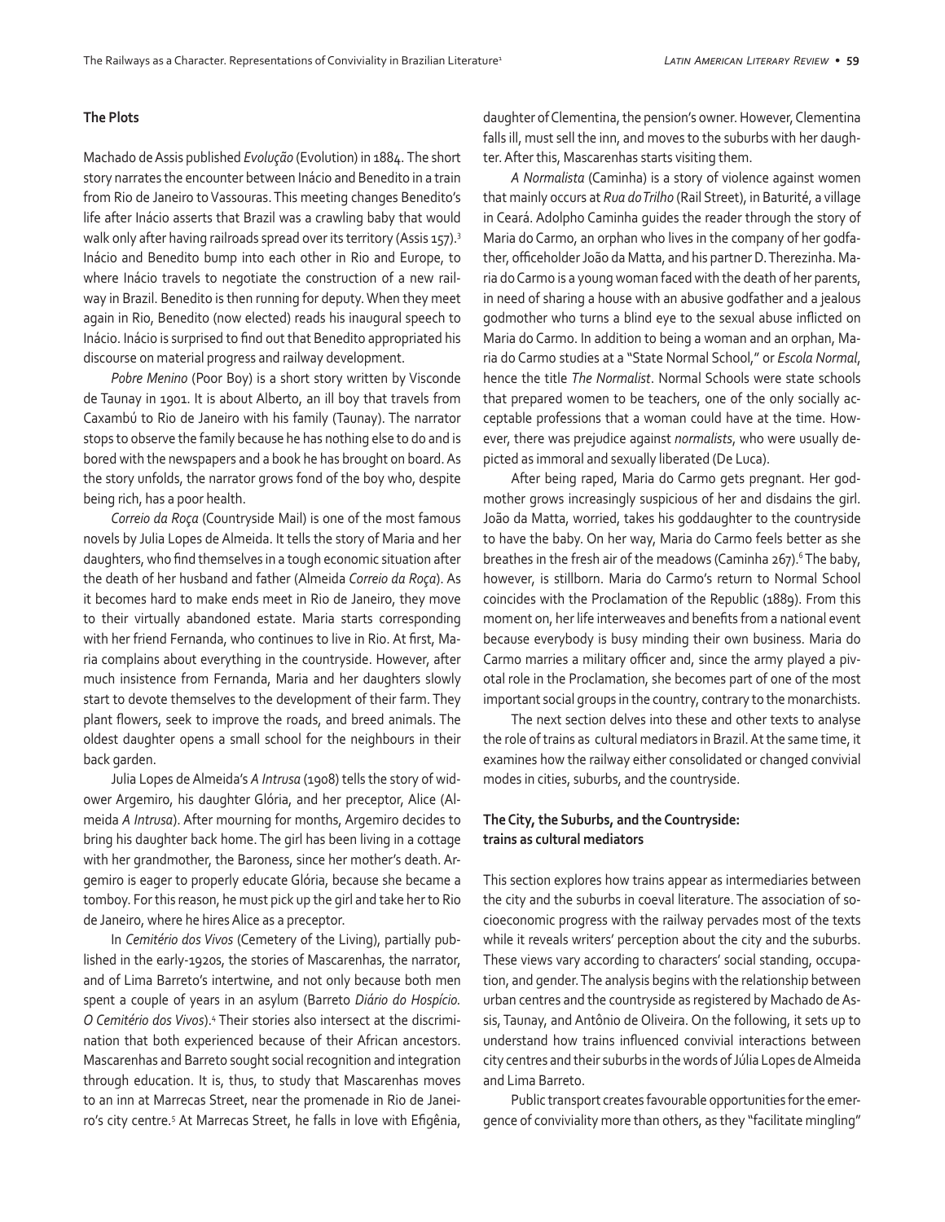## The Plots

Machado de Assis published *Evolução* (Evolution) in 1884. The short story narrates the encounter between Inácio and Benedito in a train from Rio de Janeiro to Vassouras. This meeting changes Benedito's life after Inácio asserts that Brazil was a crawling baby that would walk only after having railroads spread over its territory (Assis 157).[3] Inácio and Benedito bump into each other in Rio and Europe, to where Inácio travels to negotiate the construction of a new railway in Brazil. Benedito is then running for deputy. When they meet again in Rio, Benedito (now elected) reads his inaugural speech to Inácio. Inácio is surprised to find out that Benedito appropriated his discourse on material progress and railway development.

*Pobre Menino* (Poor Boy) is a short story written by Visconde de Taunay in 1901. It is about Alberto, an ill boy that travels from Caxambú to Rio de Janeiro with his family (Taunay). The narrator stops to observe the family because he has nothing else to do and is bored with the newspapers and a book he has brought on board. As the story unfolds, the narrator grows fond of the boy who, despite being rich, has a poor health.

*Correio da Roça* (Countryside Mail) is one of the most famous novels by Julia Lopes de Almeida. It tells the story of Maria and her daughters, who find themselves in a tough economic situation after the death of her husband and father (Almeida *Correio da Roça*). As it becomes hard to make ends meet in Rio de Janeiro, they move to their virtually abandoned estate. Maria starts corresponding with her friend Fernanda, who continues to live in Rio. At first, Maria complains about everything in the countryside. However, after much insistence from Fernanda, Maria and her daughters slowly start to devote themselves to the development of their farm. They plant flowers, seek to improve the roads, and breed animals. The oldest daughter opens a small school for the neighbours in their back garden.

Julia Lopes de Almeida's *A Intrusa* (1908) tells the story of widower Argemiro, his daughter Glória, and her preceptor, Alice (Almeida *A Intrusa*). After mourning for months, Argemiro decides to bring his daughter back home. The girl has been living in a cottage with her grandmother, the Baroness, since her mother's death. Argemiro is eager to properly educate Glória, because she became a tomboy. For this reason, he must pick up the girl and take her to Rio de Janeiro, where he hires Alice as a preceptor.

In *Cemitério dos Vivos* (Cemetery of the Living), partially published in the early-1920s, the stories of Mascarenhas, the narrator, and of Lima Barreto's intertwine, and not only because both men spent a couple of years in an asylum (Barreto *Diário do Hospício. O Cemitério dos Vivos*).[4] Their stories also intersect at the discrimination that both experienced because of their African ancestors. Mascarenhas and Barreto sought social recognition and integration through education. It is, thus, to study that Mascarenhas moves to an inn at Marrecas Street, near the promenade in Rio de Janeiro's city centre.[5] At Marrecas Street, he falls in love with Efigênia, daughter of Clementina, the pension's owner. However, Clementina falls ill, must sell the inn, and moves to the suburbs with her daughter. After this, Mascarenhas starts visiting them.

*A Normalista* (Caminha) is a story of violence against women that mainly occurs at *Rua do Trilho* (Rail Street), in Baturité, a village in Ceará. Adolpho Caminha guides the reader through the story of Maria do Carmo, an orphan who lives in the company of her godfather, officeholder João da Matta, and his partner D. Therezinha. Maria do Carmo is a young woman faced with the death of her parents, in need of sharing a house with an abusive godfather and a jealous godmother who turns a blind eye to the sexual abuse inflicted on Maria do Carmo. In addition to being a woman and an orphan, Maria do Carmo studies at a "State Normal School," or *Escola Normal*, hence the title *The Normalist*. Normal Schools were state schools that prepared women to be teachers, one of the only socially acceptable professions that a woman could have at the time. However, there was prejudice against *normalists*, who were usually depicted as immoral and sexually liberated (De Luca).

After being raped, Maria do Carmo gets pregnant. Her godmother grows increasingly suspicious of her and disdains the girl. João da Matta, worried, takes his goddaughter to the countryside to have the baby. On her way, Maria do Carmo feels better as she breathes in the fresh air of the meadows (Caminha 267).[6] The baby, however, is stillborn. Maria do Carmo's return to Normal School coincides with the Proclamation of the Republic (1889). From this moment on, her life interweaves and benefits from a national event because everybody is busy minding their own business. Maria do Carmo marries a military officer and, since the army played a pivotal role in the Proclamation, she becomes part of one of the most important social groups in the country, contrary to the monarchists.

The next section delves into these and other texts to analyse the role of trains as cultural mediators in Brazil. At the same time, it examines how the railway either consolidated or changed convivial modes in cities, suburbs, and the countryside.

## The City, the Suburbs, and the Countryside: trains as cultural mediators

This section explores how trains appear as intermediaries between the city and the suburbs in coeval literature. The association of socioeconomic progress with the railway pervades most of the texts while it reveals writers' perception about the city and the suburbs. These views vary according to characters' social standing, occupation, and gender. The analysis begins with the relationship between urban centres and the countryside as registered by Machado de Assis, Taunay, and Antônio de Oliveira. On the following, it sets up to understand how trains influenced convivial interactions between city centres and their suburbs in the words of Júlia Lopes de Almeida and Lima Barreto.

Public transport creates favourable opportunities for the emergence of conviviality more than others, as they "facilitate mingling"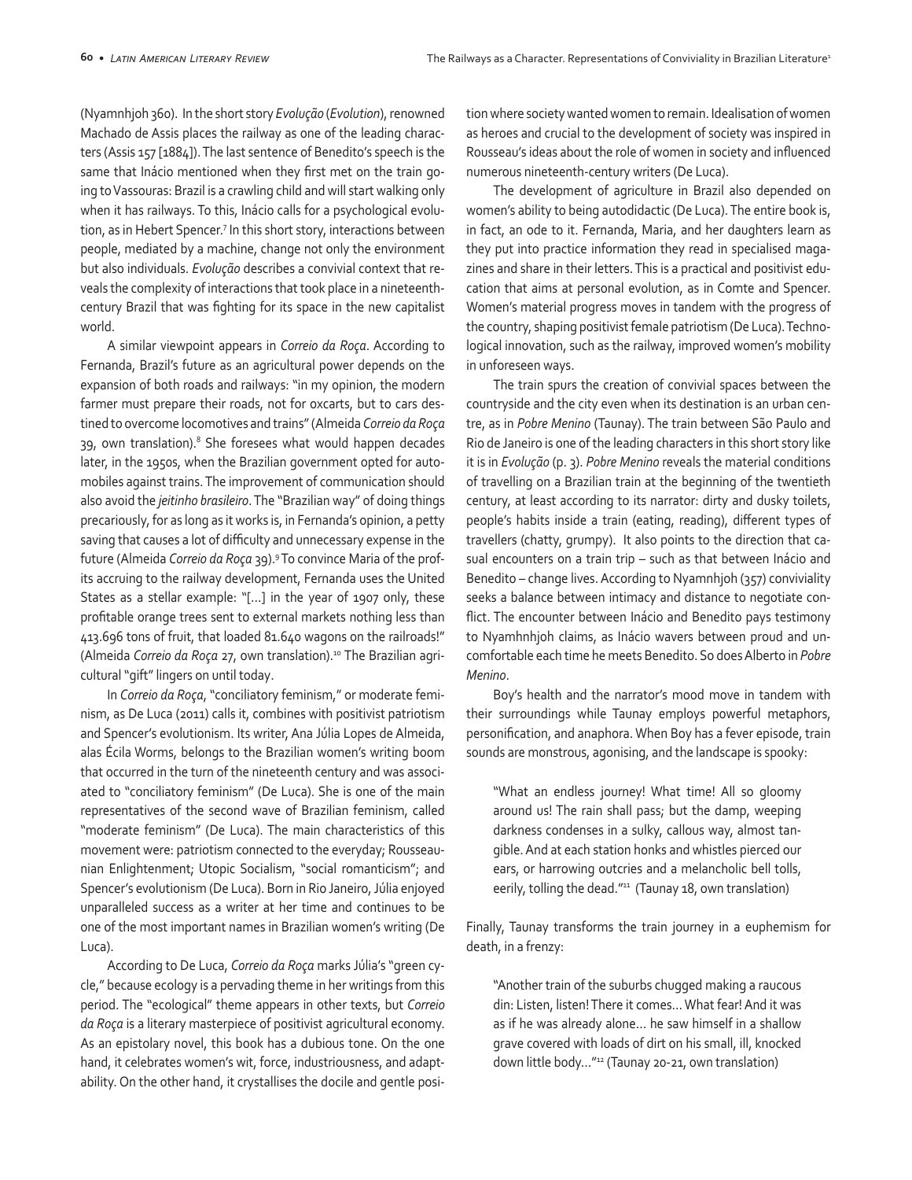(Nyamnhjoh 360). In the short story *Evolução* (*Evolution*), renowned Machado de Assis places the railway as one of the leading characters (Assis 157 [1884]). The last sentence of Benedito's speech is the same that Inácio mentioned when they first met on the train going to Vassouras: Brazil is a crawling child and will start walking only when it has railways. To this, Inácio calls for a psychological evolution, as in Hebert Spencer.[7] In this short story, interactions between people, mediated by a machine, change not only the environment but also individuals. *Evolução* describes a convivial context that reveals the complexity of interactions that took place in a nineteenth-century Brazil that was fighting for its space in the new capitalist world.

A similar viewpoint appears in *Correio da Roça*. According to Fernanda, Brazil's future as an agricultural power depends on the expansion of both roads and railways: "in my opinion, the modern farmer must prepare their roads, not for oxcarts, but to cars destined to overcome locomotives and trains" (Almeida *Correio da Roça* 39, own translation).[8] She foresees what would happen decades later, in the 1950s, when the Brazilian government opted for automobiles against trains. The improvement of communication should also avoid the *jeitinho brasileiro*. The "Brazilian way" of doing things precariously, for as long as it works is, in Fernanda's opinion, a petty saving that causes a lot of difficulty and unnecessary expense in the future (Almeida *Correio da Roça* 39).[9] To convince Maria of the profits accruing to the railway development, Fernanda uses the United States as a stellar example: "[...] in the year of 1907 only, these profitable orange trees sent to external markets nothing less than 413.696 tons of fruit, that loaded 81.640 wagons on the railroads!" (Almeida *Correio da Roça* 27, own translation).[10] The Brazilian agricultural "gift" lingers on until today.

In *Correio da Roça*, "conciliatory feminism," or moderate feminism, as De Luca (2011) calls it, combines with positivist patriotism and Spencer's evolutionism. Its writer, Ana Júlia Lopes de Almeida, alas Écila Worms, belongs to the Brazilian women's writing boom that occurred in the turn of the nineteenth century and was associated to "conciliatory feminism" (De Luca). She is one of the main representatives of the second wave of Brazilian feminism, called "moderate feminism" (De Luca). The main characteristics of this movement were: patriotism connected to the everyday; Rousseaunian Enlightenment; Utopic Socialism, "social romanticism"; and Spencer's evolutionism (De Luca). Born in Rio Janeiro, Júlia enjoyed unparalleled success as a writer at her time and continues to be one of the most important names in Brazilian women's writing (De Luca).

According to De Luca, *Correio da Roça* marks Júlia's "green cycle," because ecology is a pervading theme in her writings from this period. The "ecological" theme appears in other texts, but *Correio da Roça* is a literary masterpiece of positivist agricultural economy. As an epistolary novel, this book has a dubious tone. On the one hand, it celebrates women's wit, force, industriousness, and adaptability. On the other hand, it crystallises the docile and gentle position where society wanted women to remain. Idealisation of women as heroes and crucial to the development of society was inspired in Rousseau's ideas about the role of women in society and influenced numerous nineteenth-century writers (De Luca).

The development of agriculture in Brazil also depended on women's ability to being autodidactic (De Luca). The entire book is, in fact, an ode to it. Fernanda, Maria, and her daughters learn as they put into practice information they read in specialised magazines and share in their letters. This is a practical and positivist education that aims at personal evolution, as in Comte and Spencer. Women's material progress moves in tandem with the progress of the country, shaping positivist female patriotism (De Luca). Technological innovation, such as the railway, improved women's mobility in unforeseen ways.

The train spurs the creation of convivial spaces between the countryside and the city even when its destination is an urban centre, as in *Pobre Menino* (Taunay). The train between São Paulo and Rio de Janeiro is one of the leading characters in this short story like it is in *Evolução* (p. 3). *Pobre Menino* reveals the material conditions of travelling on a Brazilian train at the beginning of the twentieth century, at least according to its narrator: dirty and dusky toilets, people's habits inside a train (eating, reading), different types of travellers (chatty, grumpy). It also points to the direction that casual encounters on a train trip – such as that between Inácio and Benedito – change lives. According to Nyamnhjoh (357) conviviality seeks a balance between intimacy and distance to negotiate conflict. The encounter between Inácio and Benedito pays testimony to Nyamhnhjoh claims, as Inácio wavers between proud and uncomfortable each time he meets Benedito. So does Alberto in *Pobre Menino*.

Boy's health and the narrator's mood move in tandem with their surroundings while Taunay employs powerful metaphors, personification, and anaphora. When Boy has a fever episode, train sounds are monstrous, agonising, and the landscape is spooky:

> "What an endless journey! What time! All so gloomy around us! The rain shall pass; but the damp, weeping darkness condenses in a sulky, callous way, almost tangible. And at each station honks and whistles pierced our ears, or harrowing outcries and a melancholic bell tolls, eerily, tolling the dead."[11] (Taunay 18, own translation)

Finally, Taunay transforms the train journey in a euphemism for death, in a frenzy:

> "Another train of the suburbs chugged making a raucous din: Listen, listen! There it comes... What fear! And it was as if he was already alone... he saw himself in a shallow grave covered with loads of dirt on his small, ill, knocked down little body..."[12] (Taunay 20-21, own translation)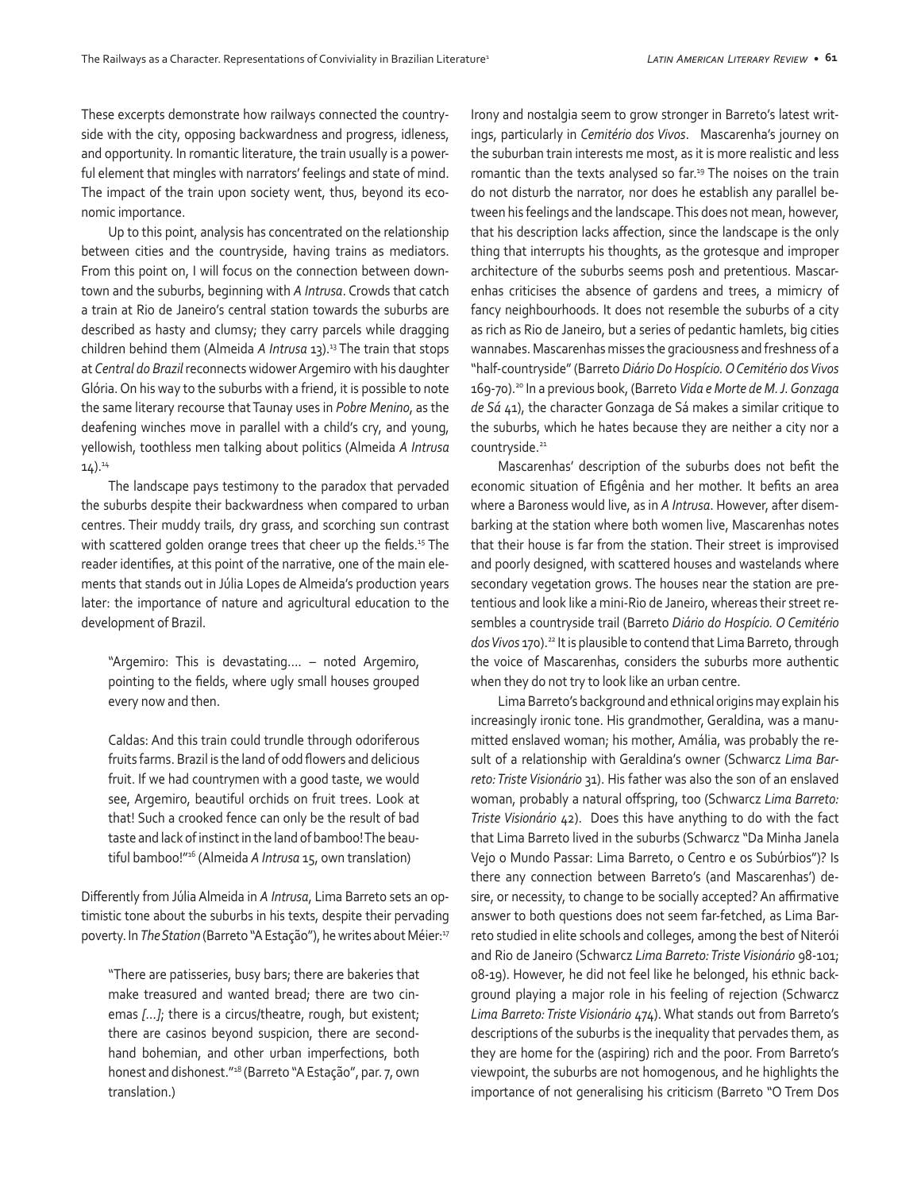These excerpts demonstrate how railways connected the countryside with the city, opposing backwardness and progress, idleness, and opportunity. In romantic literature, the train usually is a powerful element that mingles with narrators' feelings and state of mind. The impact of the train upon society went, thus, beyond its economic importance.

Up to this point, analysis has concentrated on the relationship between cities and the countryside, having trains as mediators. From this point on, I will focus on the connection between downtown and the suburbs, beginning with *A Intrusa*. Crowds that catch a train at Rio de Janeiro's central station towards the suburbs are described as hasty and clumsy; they carry parcels while dragging children behind them (Almeida *A Intrusa* 13).[13] The train that stops at *Central do Brazil* reconnects widower Argemiro with his daughter Glória. On his way to the suburbs with a friend, it is possible to note the same literary recourse that Taunay uses in *Pobre Menino*, as the deafening winches move in parallel with a child's cry, and young, yellowish, toothless men talking about politics (Almeida *A Intrusa* 14).[14]

The landscape pays testimony to the paradox that pervaded the suburbs despite their backwardness when compared to urban centres. Their muddy trails, dry grass, and scorching sun contrast with scattered golden orange trees that cheer up the fields.[15] The reader identifies, at this point of the narrative, one of the main elements that stands out in Júlia Lopes de Almeida's production years later: the importance of nature and agricultural education to the development of Brazil.

> "Argemiro: This is devastating.... – noted Argemiro, pointing to the fields, where ugly small houses grouped every now and then.
>
> Caldas: And this train could trundle through odoriferous fruits farms. Brazil is the land of odd flowers and delicious fruit. If we had countrymen with a good taste, we would see, Argemiro, beautiful orchids on fruit trees. Look at that! Such a crooked fence can only be the result of bad taste and lack of instinct in the land of bamboo! The beautiful bamboo!"[16] (Almeida *A Intrusa* 15, own translation)

Differently from Júlia Almeida in *A Intrusa*, Lima Barreto sets an optimistic tone about the suburbs in his texts, despite their pervading poverty. In *The Station* (Barreto "A Estação"), he writes about Méier:[17]

> "There are patisseries, busy bars; there are bakeries that make treasured and wanted bread; there are two cinemas *[...]*; there is a circus/theatre, rough, but existent; there are casinos beyond suspicion, there are second-hand bohemian, and other urban imperfections, both honest and dishonest."[18] (Barreto "A Estação", par. 7, own translation.)

Irony and nostalgia seem to grow stronger in Barreto's latest writings, particularly in *Cemitério dos Vivos*. Mascarenha's journey on the suburban train interests me most, as it is more realistic and less romantic than the texts analysed so far.[19] The noises on the train do not disturb the narrator, nor does he establish any parallel between his feelings and the landscape. This does not mean, however, that his description lacks affection, since the landscape is the only thing that interrupts his thoughts, as the grotesque and improper architecture of the suburbs seems posh and pretentious. Mascarenhas criticises the absence of gardens and trees, a mimicry of fancy neighbourhoods. It does not resemble the suburbs of a city as rich as Rio de Janeiro, but a series of pedantic hamlets, big cities wannabes. Mascarenhas misses the graciousness and freshness of a "half-countryside" (Barreto *Diário Do Hospício. O Cemitério dos Vivos* 169-70).[20] In a previous book, (Barreto *Vida e Morte de M. J. Gonzaga de Sá* 41), the character Gonzaga de Sá makes a similar critique to the suburbs, which he hates because they are neither a city nor a countryside.[21]

Mascarenhas' description of the suburbs does not befit the economic situation of Efigênia and her mother. It befits an area where a Baroness would live, as in *A Intrusa*. However, after disembarking at the station where both women live, Mascarenhas notes that their house is far from the station. Their street is improvised and poorly designed, with scattered houses and wastelands where secondary vegetation grows. The houses near the station are pretentious and look like a mini-Rio de Janeiro, whereas their street resembles a countryside trail (Barreto *Diário do Hospício. O Cemitério dos Vivos* 170).[22] It is plausible to contend that Lima Barreto, through the voice of Mascarenhas, considers the suburbs more authentic when they do not try to look like an urban centre.

Lima Barreto's background and ethnical origins may explain his increasingly ironic tone. His grandmother, Geraldina, was a manumitted enslaved woman; his mother, Amália, was probably the result of a relationship with Geraldina's owner (Schwarcz *Lima Barreto: Triste Visionário* 31). His father was also the son of an enslaved woman, probably a natural offspring, too (Schwarcz *Lima Barreto: Triste Visionário* 42). Does this have anything to do with the fact that Lima Barreto lived in the suburbs (Schwarcz "Da Minha Janela Vejo o Mundo Passar: Lima Barreto, o Centro e os Subúrbios")? Is there any connection between Barreto's (and Mascarenhas') desire, or necessity, to change to be socially accepted? An affirmative answer to both questions does not seem far-fetched, as Lima Barreto studied in elite schools and colleges, among the best of Niterói and Rio de Janeiro (Schwarcz *Lima Barreto: Triste Visionário* 98-101; 08-19). However, he did not feel like he belonged, his ethnic background playing a major role in his feeling of rejection (Schwarcz *Lima Barreto: Triste Visionário* 474). What stands out from Barreto's descriptions of the suburbs is the inequality that pervades them, as they are home for the (aspiring) rich and the poor. From Barreto's viewpoint, the suburbs are not homogenous, and he highlights the importance of not generalising his criticism (Barreto "O Trem Dos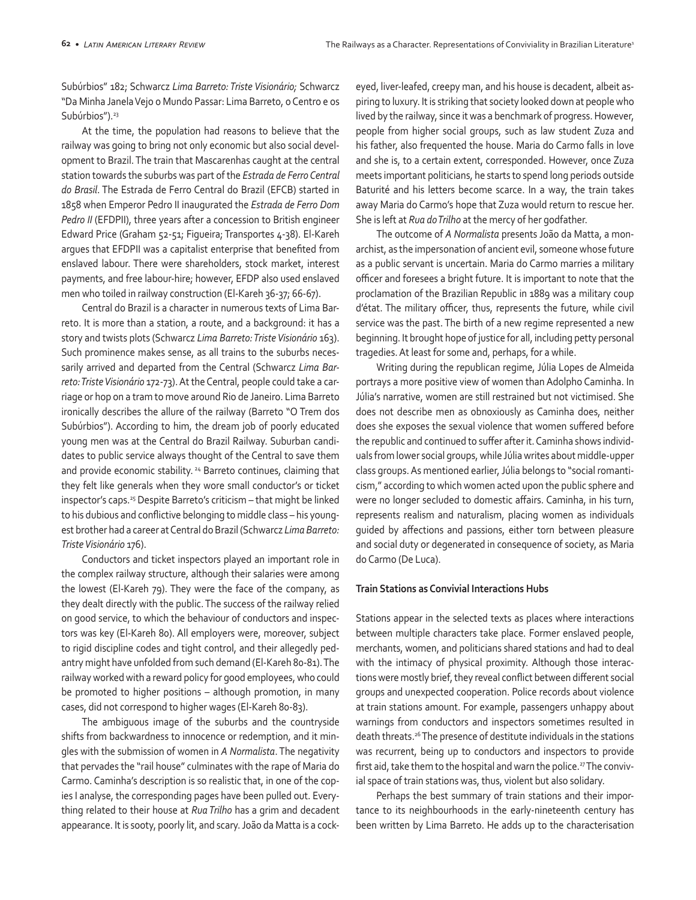Subúrbios" 182; Schwarcz *Lima Barreto: Triste Visionário;* Schwarcz "Da Minha Janela Vejo o Mundo Passar: Lima Barreto, o Centro e os Subúrbios").[23]

At the time, the population had reasons to believe that the railway was going to bring not only economic but also social development to Brazil. The train that Mascarenhas caught at the central station towards the suburbs was part of the *Estrada de Ferro Central do Brasil*. The Estrada de Ferro Central do Brazil (EFCB) started in 1858 when Emperor Pedro II inaugurated the *Estrada de Ferro Dom Pedro II* (EFDPII), three years after a concession to British engineer Edward Price (Graham 52-51; Figueira; Transportes 4-38). El-Kareh argues that EFDPII was a capitalist enterprise that benefited from enslaved labour. There were shareholders, stock market, interest payments, and free labour-hire; however, EFDP also used enslaved men who toiled in railway construction (El-Kareh 36-37; 66-67).

Central do Brazil is a character in numerous texts of Lima Barreto. It is more than a station, a route, and a background: it has a story and twists plots (Schwarcz *Lima Barreto: Triste Visionário* 163). Such prominence makes sense, as all trains to the suburbs necessarily arrived and departed from the Central (Schwarcz *Lima Barreto: Triste Visionário* 172-73). At the Central, people could take a carriage or hop on a tram to move around Rio de Janeiro. Lima Barreto ironically describes the allure of the railway (Barreto "O Trem dos Subúrbios"). According to him, the dream job of poorly educated young men was at the Central do Brazil Railway. Suburban candidates to public service always thought of the Central to save them and provide economic stability.[24] Barreto continues, claiming that they felt like generals when they wore small conductor's or ticket inspector's caps.[25] Despite Barreto's criticism – that might be linked to his dubious and conflictive belonging to middle class – his youngest brother had a career at Central do Brazil (Schwarcz *Lima Barreto: Triste Visionário* 176).

Conductors and ticket inspectors played an important role in the complex railway structure, although their salaries were among the lowest (El-Kareh 79). They were the face of the company, as they dealt directly with the public. The success of the railway relied on good service, to which the behaviour of conductors and inspectors was key (El-Kareh 80). All employers were, moreover, subject to rigid discipline codes and tight control, and their allegedly pedantry might have unfolded from such demand (El-Kareh 80-81). The railway worked with a reward policy for good employees, who could be promoted to higher positions – although promotion, in many cases, did not correspond to higher wages (El-Kareh 80-83).

The ambiguous image of the suburbs and the countryside shifts from backwardness to innocence or redemption, and it mingles with the submission of women in *A Normalista*. The negativity that pervades the "rail house" culminates with the rape of Maria do Carmo. Caminha's description is so realistic that, in one of the copies I analyse, the corresponding pages have been pulled out. Everything related to their house at *Rua Trilho* has a grim and decadent appearance. It is sooty, poorly lit, and scary. João da Matta is a cock-eyed, liver-leafed, creepy man, and his house is decadent, albeit aspiring to luxury. It is striking that society looked down at people who lived by the railway, since it was a benchmark of progress. However, people from higher social groups, such as law student Zuza and his father, also frequented the house. Maria do Carmo falls in love and she is, to a certain extent, corresponded. However, once Zuza meets important politicians, he starts to spend long periods outside Baturité and his letters become scarce. In a way, the train takes away Maria do Carmo's hope that Zuza would return to rescue her. She is left at *Rua do Trilho* at the mercy of her godfather.

The outcome of *A Normalista* presents João da Matta, a monarchist, as the impersonation of ancient evil, someone whose future as a public servant is uncertain. Maria do Carmo marries a military officer and foresees a bright future. It is important to note that the proclamation of the Brazilian Republic in 1889 was a military coup d'état. The military officer, thus, represents the future, while civil service was the past. The birth of a new regime represented a new beginning. It brought hope of justice for all, including petty personal tragedies. At least for some and, perhaps, for a while.

Writing during the republican regime, Júlia Lopes de Almeida portrays a more positive view of women than Adolpho Caminha. In Júlia's narrative, women are still restrained but not victimised. She does not describe men as obnoxiously as Caminha does, neither does she exposes the sexual violence that women suffered before the republic and continued to suffer after it. Caminha shows individuals from lower social groups, while Júlia writes about middle-upper class groups. As mentioned earlier, Júlia belongs to "social romanticism," according to which women acted upon the public sphere and were no longer secluded to domestic affairs. Caminha, in his turn, represents realism and naturalism, placing women as individuals guided by affections and passions, either torn between pleasure and social duty or degenerated in consequence of society, as Maria do Carmo (De Luca).

**Train Stations as Convivial Interactions Hubs**

Stations appear in the selected texts as places where interactions between multiple characters take place. Former enslaved people, merchants, women, and politicians shared stations and had to deal with the intimacy of physical proximity. Although those interactions were mostly brief, they reveal conflict between different social groups and unexpected cooperation. Police records about violence at train stations amount. For example, passengers unhappy about warnings from conductors and inspectors sometimes resulted in death threats.[26] The presence of destitute individuals in the stations was recurrent, being up to conductors and inspectors to provide first aid, take them to the hospital and warn the police.[27] The convivial space of train stations was, thus, violent but also solidary.

Perhaps the best summary of train stations and their importance to its neighbourhoods in the early-nineteenth century has been written by Lima Barreto. He adds up to the characterisation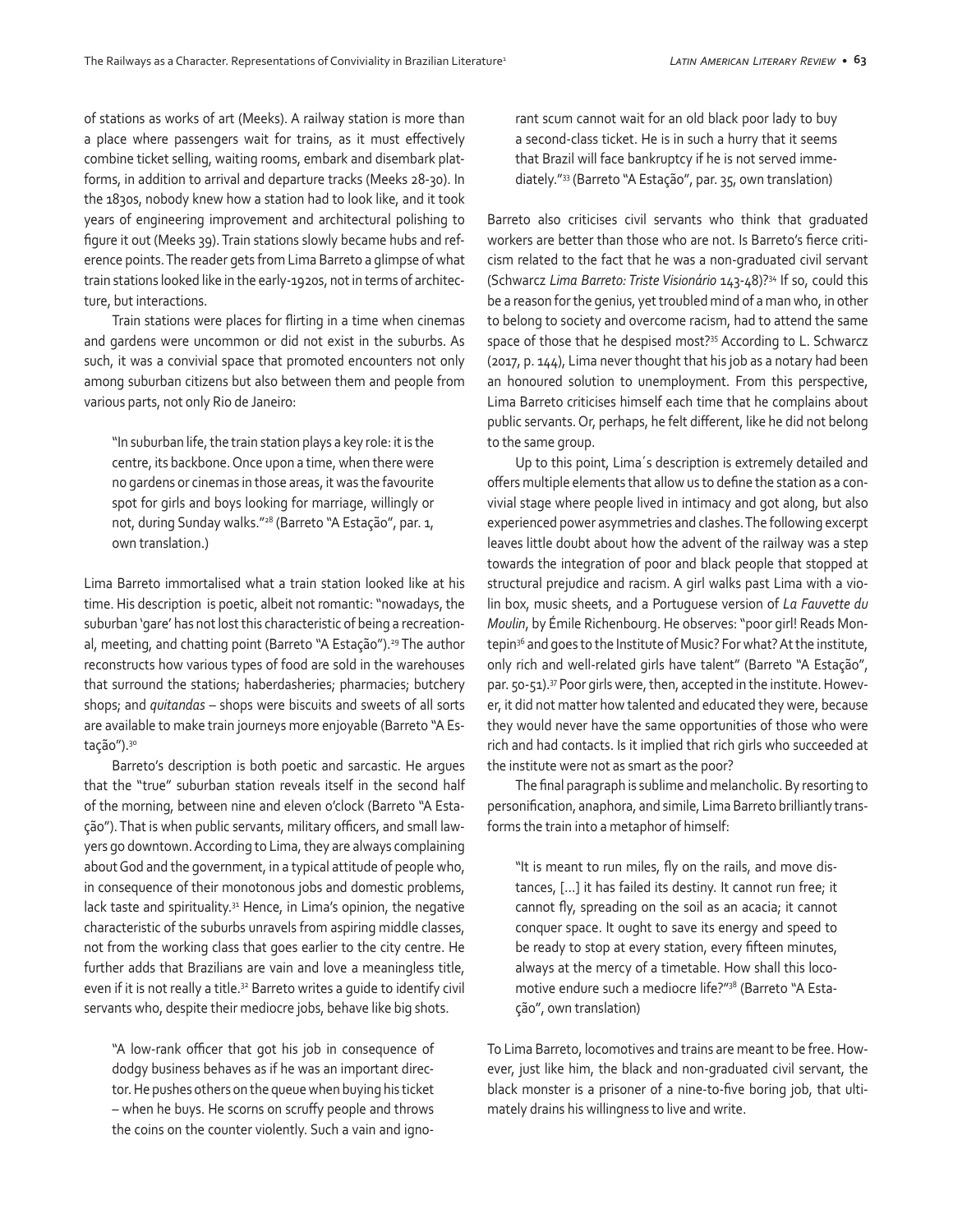of stations as works of art (Meeks). A railway station is more than a place where passengers wait for trains, as it must effectively combine ticket selling, waiting rooms, embark and disembark platforms, in addition to arrival and departure tracks (Meeks 28-30). In the 1830s, nobody knew how a station had to look like, and it took years of engineering improvement and architectural polishing to figure it out (Meeks 39). Train stations slowly became hubs and reference points. The reader gets from Lima Barreto a glimpse of what train stations looked like in the early-1920s, not in terms of architecture, but interactions.

Train stations were places for flirting in a time when cinemas and gardens were uncommon or did not exist in the suburbs. As such, it was a convivial space that promoted encounters not only among suburban citizens but also between them and people from various parts, not only Rio de Janeiro:

> "In suburban life, the train station plays a key role: it is the centre, its backbone. Once upon a time, when there were no gardens or cinemas in those areas, it was the favourite spot for girls and boys looking for marriage, willingly or not, during Sunday walks."[28] (Barreto "A Estação", par. 1, own translation.)

Lima Barreto immortalised what a train station looked like at his time. His description is poetic, albeit not romantic: "nowadays, the suburban 'gare' has not lost this characteristic of being a recreational, meeting, and chatting point (Barreto "A Estação").[29] The author reconstructs how various types of food are sold in the warehouses that surround the stations; haberdasheries; pharmacies; butchery shops; and *quitandas* – shops were biscuits and sweets of all sorts are available to make train journeys more enjoyable (Barreto "A Estação").[30]

Barreto's description is both poetic and sarcastic. He argues that the "true" suburban station reveals itself in the second half of the morning, between nine and eleven o'clock (Barreto "A Estação"). That is when public servants, military officers, and small lawyers go downtown. According to Lima, they are always complaining about God and the government, in a typical attitude of people who, in consequence of their monotonous jobs and domestic problems, lack taste and spirituality.[31] Hence, in Lima's opinion, the negative characteristic of the suburbs unravels from aspiring middle classes, not from the working class that goes earlier to the city centre. He further adds that Brazilians are vain and love a meaningless title, even if it is not really a title.[32] Barreto writes a guide to identify civil servants who, despite their mediocre jobs, behave like big shots.

> "A low-rank officer that got his job in consequence of dodgy business behaves as if he was an important director. He pushes others on the queue when buying his ticket – when he buys. He scorns on scruffy people and throws the coins on the counter violently. Such a vain and ignorant scum cannot wait for an old black poor lady to buy a second-class ticket. He is in such a hurry that it seems that Brazil will face bankruptcy if he is not served immediately."[33] (Barreto "A Estação", par. 35, own translation)

Barreto also criticises civil servants who think that graduated workers are better than those who are not. Is Barreto's fierce criticism related to the fact that he was a non-graduated civil servant (Schwarcz *Lima Barreto: Triste Visionário* 143-48)?[34] If so, could this be a reason for the genius, yet troubled mind of a man who, in other to belong to society and overcome racism, had to attend the same space of those that he despised most?[35] According to L. Schwarcz (2017, p. 144), Lima never thought that his job as a notary had been an honoured solution to unemployment. From this perspective, Lima Barreto criticises himself each time that he complains about public servants. Or, perhaps, he felt different, like he did not belong to the same group.

Up to this point, Lima´s description is extremely detailed and offers multiple elements that allow us to define the station as a convivial stage where people lived in intimacy and got along, but also experienced power asymmetries and clashes. The following excerpt leaves little doubt about how the advent of the railway was a step towards the integration of poor and black people that stopped at structural prejudice and racism. A girl walks past Lima with a violin box, music sheets, and a Portuguese version of *La Fauvette du Moulin*, by Émile Richenbourg. He observes: "poor girl! Reads Montepin[36] and goes to the Institute of Music? For what? At the institute, only rich and well-related girls have talent" (Barreto "A Estação", par. 50-51).[37] Poor girls were, then, accepted in the institute. However, it did not matter how talented and educated they were, because they would never have the same opportunities of those who were rich and had contacts. Is it implied that rich girls who succeeded at the institute were not as smart as the poor?

The final paragraph is sublime and melancholic. By resorting to personification, anaphora, and simile, Lima Barreto brilliantly transforms the train into a metaphor of himself:

> "It is meant to run miles, fly on the rails, and move distances, [...] it has failed its destiny. It cannot run free; it cannot fly, spreading on the soil as an acacia; it cannot conquer space. It ought to save its energy and speed to be ready to stop at every station, every fifteen minutes, always at the mercy of a timetable. How shall this locomotive endure such a mediocre life?"[38] (Barreto "A Estação", own translation)

To Lima Barreto, locomotives and trains are meant to be free. However, just like him, the black and non-graduated civil servant, the black monster is a prisoner of a nine-to-five boring job, that ultimately drains his willingness to live and write.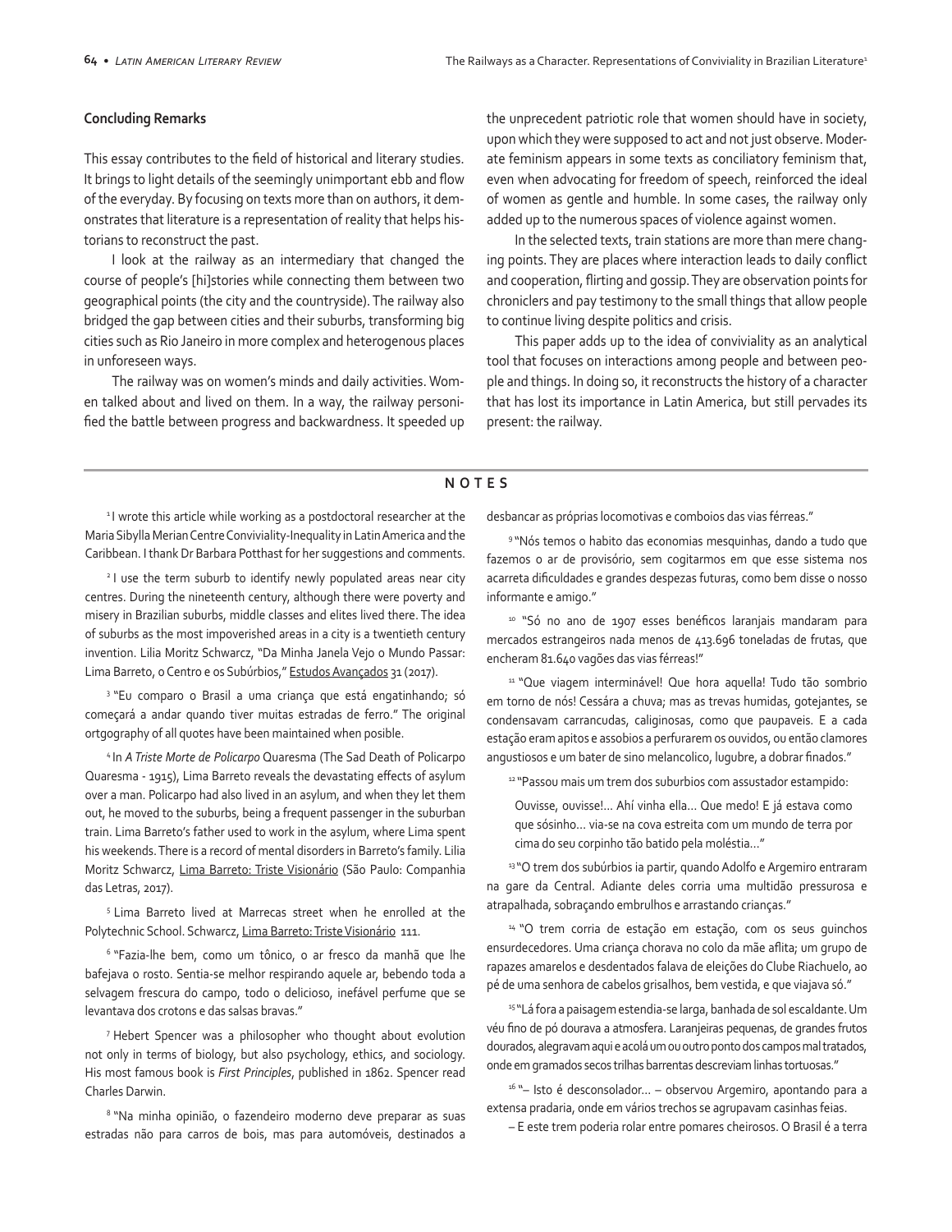## Concluding Remarks

This essay contributes to the field of historical and literary studies. It brings to light details of the seemingly unimportant ebb and flow of the everyday. By focusing on texts more than on authors, it demonstrates that literature is a representation of reality that helps historians to reconstruct the past.

I look at the railway as an intermediary that changed the course of people's [hi]stories while connecting them between two geographical points (the city and the countryside). The railway also bridged the gap between cities and their suburbs, transforming big cities such as Rio Janeiro in more complex and heterogenous places in unforeseen ways.

The railway was on women's minds and daily activities. Women talked about and lived on them. In a way, the railway personified the battle between progress and backwardness. It speeded up the unprecedent patriotic role that women should have in society, upon which they were supposed to act and not just observe. Moderate feminism appears in some texts as conciliatory feminism that, even when advocating for freedom of speech, reinforced the ideal of women as gentle and humble. In some cases, the railway only added up to the numerous spaces of violence against women.

In the selected texts, train stations are more than mere changing points. They are places where interaction leads to daily conflict and cooperation, flirting and gossip. They are observation points for chroniclers and pay testimony to the small things that allow people to continue living despite politics and crisis.

This paper adds up to the idea of conviviality as an analytical tool that focuses on interactions among people and between people and things. In doing so, it reconstructs the history of a character that has lost its importance in Latin America, but still pervades its present: the railway.

## NOTES

[1] I wrote this article while working as a postdoctoral researcher at the Maria Sibylla Merian Centre Conviviality-Inequality in Latin America and the Caribbean. I thank Dr Barbara Potthast for her suggestions and comments.

[2] I use the term suburb to identify newly populated areas near city centres. During the nineteenth century, although there were poverty and misery in Brazilian suburbs, middle classes and elites lived there. The idea of suburbs as the most impoverished areas in a city is a twentieth century invention. Lilia Moritz Schwarcz, "Da Minha Janela Vejo o Mundo Passar: Lima Barreto, o Centro e os Subúrbios," Estudos Avançados 31 (2017).

[3] "Eu comparo o Brasil a uma criança que está engatinhando; só começará a andar quando tiver muitas estradas de ferro." The original ortgography of all quotes have been maintained when posible.

[4] In *A Triste Morte de Policarpo* Quaresma (The Sad Death of Policarpo Quaresma - 1915), Lima Barreto reveals the devastating effects of asylum over a man. Policarpo had also lived in an asylum, and when they let them out, he moved to the suburbs, being a frequent passenger in the suburban train. Lima Barreto's father used to work in the asylum, where Lima spent his weekends. There is a record of mental disorders in Barreto's family. Lilia Moritz Schwarcz, Lima Barreto: Triste Visionário (São Paulo: Companhia das Letras, 2017).

[5] Lima Barreto lived at Marrecas street when he enrolled at the Polytechnic School. Schwarcz, Lima Barreto: Triste Visionário 111.

[6] "Fazia-lhe bem, como um tônico, o ar fresco da manhã que lhe bafejava o rosto. Sentia-se melhor respirando aquele ar, bebendo toda a selvagem frescura do campo, todo o delicioso, inefável perfume que se levantava dos crotons e das salsas bravas."

[7] Hebert Spencer was a philosopher who thought about evolution not only in terms of biology, but also psychology, ethics, and sociology. His most famous book is *First Principles*, published in 1862. Spencer read Charles Darwin.

[8] "Na minha opinião, o fazendeiro moderno deve preparar as suas estradas não para carros de bois, mas para automóveis, destinados a desbancar as próprias locomotivas e comboios das vias férreas."

[9] "Nós temos o habito das economias mesquinhas, dando a tudo que fazemos o ar de provisório, sem cogitarmos em que esse sistema nos acarreta dificuldades e grandes despezas futuras, como bem disse o nosso informante e amigo."

[10] "Só no ano de 1907 esses benéficos laranjais mandaram para mercados estrangeiros nada menos de 413.696 toneladas de frutas, que encheram 81.640 vagões das vias férreas!"

[11] "Que viagem interminável! Que hora aquella! Tudo tão sombrio em torno de nós! Cessára a chuva; mas as trevas humidas, gotejantes, se condensavam carrancudas, caliginosas, como que paupaveis. E a cada estação eram apitos e assobios a perfurarem os ouvidos, ou então clamores angustiosos e um bater de sino melancolico, lugubre, a dobrar finados."

[12] "Passou mais um trem dos suburbios com assustador estampido:

> Ouvisse, ouvisse!... Ahí vinha ella... Que medo! E já estava como que sósinho... via-se na cova estreita com um mundo de terra por cima do seu corpinho tão batido pela moléstia..."

[13] "O trem dos subúrbios ia partir, quando Adolfo e Argemiro entraram na gare da Central. Adiante deles corria uma multidão pressurosa e atrapalhada, sobraçando embrulhos e arrastando crianças."

[14] "O trem corria de estação em estação, com os seus guinchos ensurdecedores. Uma criança chorava no colo da mãe aflita; um grupo de rapazes amarelos e desdentados falava de eleições do Clube Riachuelo, ao pé de uma senhora de cabelos grisalhos, bem vestida, e que viajava só."

[15] "Lá fora a paisagem estendia-se larga, banhada de sol escaldante. Um véu fino de pó dourava a atmosfera. Laranjeiras pequenas, de grandes frutos dourados, alegravam aqui e acolá um ou outro ponto dos campos mal tratados, onde em gramados secos trilhas barrentas descreviam linhas tortuosas."

[16] "– Isto é desconsolador... – observou Argemiro, apontando para a extensa pradaria, onde em vários trechos se agrupavam casinhas feias.

– E este trem poderia rolar entre pomares cheirosos. O Brasil é a terra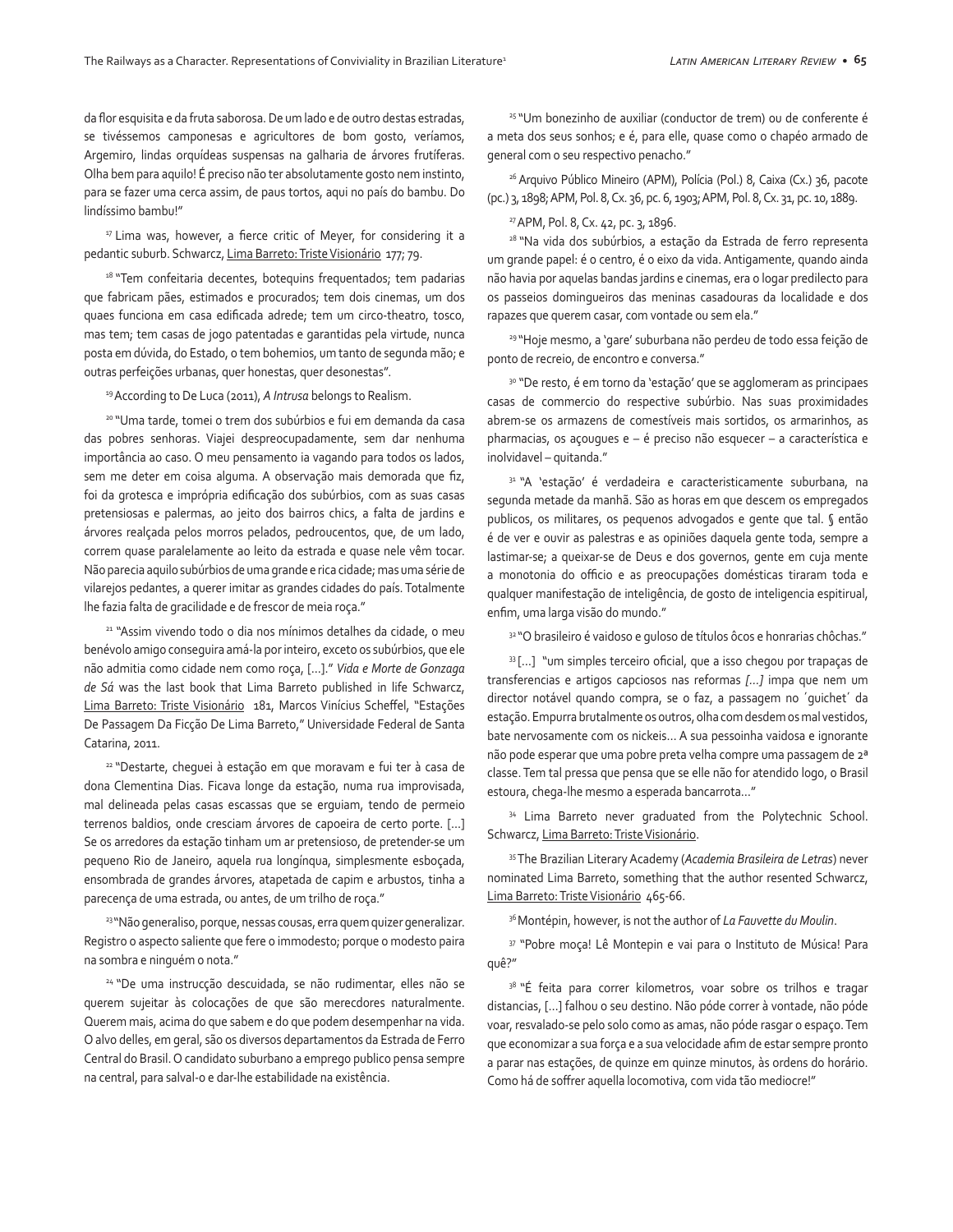da flor esquisita e da fruta saborosa. De um lado e de outro destas estradas, se tivéssemos camponesas e agricultores de bom gosto, veríamos, Argemiro, lindas orquídeas suspensas na galharia de árvores frutíferas. Olha bem para aquilo! É preciso não ter absolutamente gosto nem instinto, para se fazer uma cerca assim, de paus tortos, aqui no país do bambu. Do lindíssimo bambu!"

[17] Lima was, however, a fierce critic of Meyer, for considering it a pedantic suburb. Schwarcz, Lima Barreto: Triste Visionário 177; 79.

[18] "Tem confeitaria decentes, botequins frequentados; tem padarias que fabricam pães, estimados e procurados; tem dois cinemas, um dos quaes funciona em casa edificada adrede; tem um circo-theatro, tosco, mas tem; tem casas de jogo patentadas e garantidas pela virtude, nunca posta em dúvida, do Estado, o tem bohemios, um tanto de segunda mão; e outras perfeições urbanas, quer honestas, quer desonestas".

[19] According to De Luca (2011), *A Intrusa* belongs to Realism.

[20] "Uma tarde, tomei o trem dos subúrbios e fui em demanda da casa das pobres senhoras. Viajei despreocupadamente, sem dar nenhuma importância ao caso. O meu pensamento ia vagando para todos os lados, sem me deter em coisa alguma. A observação mais demorada que fiz, foi da grotesca e imprópria edificação dos subúrbios, com as suas casas pretensiosas e palermas, ao jeito dos bairros chics, a falta de jardins e árvores realçada pelos morros pelados, pedroucentos, que, de um lado, correm quase paralelamente ao leito da estrada e quase nele vêm tocar. Não parecia aquilo subúrbios de uma grande e rica cidade; mas uma série de vilarejos pedantes, a querer imitar as grandes cidades do país. Totalmente lhe fazia falta de gracilidade e de frescor de meia roça."

[21] "Assim vivendo todo o dia nos mínimos detalhes da cidade, o meu benévolo amigo conseguira amá-la por inteiro, exceto os subúrbios, que ele não admitia como cidade nem como roça, [...]." *Vida e Morte de Gonzaga de Sá* was the last book that Lima Barreto published in life Schwarcz, Lima Barreto: Triste Visionário 181, Marcos Vinícius Scheffel, "Estações De Passagem Da Ficção De Lima Barreto," Universidade Federal de Santa Catarina, 2011.

[22] "Destarte, cheguei à estação em que moravam e fui ter à casa de dona Clementina Dias. Ficava longe da estação, numa rua improvisada, mal delineada pelas casas escassas que se erguiam, tendo de permeio terrenos baldios, onde cresciam árvores de capoeira de certo porte. [...] Se os arredores da estação tinham um ar pretensioso, de pretender-se um pequeno Rio de Janeiro, aquela rua longínqua, simplesmente esboçada, ensombrada de grandes árvores, atapetada de capim e arbustos, tinha a parecença de uma estrada, ou antes, de um trilho de roça."

[23] "Não generaliso, porque, nessas cousas, erra quem quizer generalizar. Registro o aspecto saliente que fere o immodesto; porque o modesto paira na sombra e ninguém o nota."

[24] "De uma instrucção descuidada, se não rudimentar, elles não se querem sujeitar às colocações de que são merecdores naturalmente. Querem mais, acima do que sabem e do que podem desempenhar na vida. O alvo delles, em geral, são os diversos departamentos da Estrada de Ferro Central do Brasil. O candidato suburbano a emprego publico pensa sempre na central, para salval-o e dar-lhe estabilidade na existência.

[25] "Um bonezinho de auxiliar (conductor de trem) ou de conferente é a meta dos seus sonhos; e é, para elle, quase como o chapéo armado de general com o seu respectivo penacho."

[26] Arquivo Público Mineiro (APM), Polícia (Pol.) 8, Caixa (Cx.) 36, pacote (pc.) 3, 1898; APM, Pol. 8, Cx. 36, pc. 6, 1903; APM, Pol. 8, Cx. 31, pc. 10, 1889.

[27] APM, Pol. 8, Cx. 42, pc. 3, 1896.

[28] "Na vida dos subúrbios, a estação da Estrada de ferro representa um grande papel: é o centro, é o eixo da vida. Antigamente, quando ainda não havia por aquelas bandas jardins e cinemas, era o logar predilecto para os passeios domingueiros das meninas casadouras da localidade e dos rapazes que querem casar, com vontade ou sem ela."

[29] "Hoje mesmo, a 'gare' suburbana não perdeu de todo essa feição de ponto de recreio, de encontro e conversa."

[30] "De resto, é em torno da 'estação' que se agglomeram as principaes casas de commercio do respective subúrbio. Nas suas proximidades abrem-se os armazens de comestíveis mais sortidos, os armarinhos, as pharmacias, os açougues e – é preciso não esquecer – a característica e inolvidavel – quitanda."

[31] "A 'estação' é verdadeira e caracteristicamente suburbana, na segunda metade da manhã. São as horas em que descem os empregados publicos, os militares, os pequenos advogados e gente que tal. § então é de ver e ouvir as palestras e as opiniões daquela gente toda, sempre a lastimar-se; a queixar-se de Deus e dos governos, gente em cuja mente a monotonia do officio e as preocupações domésticas tiraram toda e qualquer manifestação de inteligência, de gosto de inteligencia espitirual, enfim, uma larga visão do mundo."

[32] "O brasileiro é vaidoso e guloso de títulos ôcos e honrarias chôchas."

[33] [...] "um simples terceiro oficial, que a isso chegou por trapaças de transferencias e artigos capciosos nas reformas *[...]* impa que nem um director notável quando compra, se o faz, a passagem no ´guichet´ da estação. Empurra brutalmente os outros, olha com desdem os mal vestidos, bate nervosamente com os nickeis... A sua pessoinha vaidosa e ignorante não pode esperar que uma pobre preta velha compre uma passagem de 2ª classe. Tem tal pressa que pensa que se elle não for atendido logo, o Brasil estoura, chega-lhe mesmo a esperada bancarrota..."

[34] Lima Barreto never graduated from the Polytechnic School. Schwarcz, Lima Barreto: Triste Visionário.

[35] The Brazilian Literary Academy (*Academia Brasileira de Letras*) never nominated Lima Barreto, something that the author resented Schwarcz, Lima Barreto: Triste Visionário 465-66.

[36] Montépin, however, is not the author of *La Fauvette du Moulin*.

[37] "Pobre moça! Lê Montepin e vai para o Instituto de Música! Para quê?"

[38] "É feita para correr kilometros, voar sobre os trilhos e tragar distancias, [...] falhou o seu destino. Não póde correr à vontade, não póde voar, resvalado-se pelo solo como as amas, não póde rasgar o espaço. Tem que economizar a sua força e a sua velocidade afim de estar sempre pronto a parar nas estações, de quinze em quinze minutos, às ordens do horário. Como há de soffrer aquella locomotiva, com vida tão mediocre!"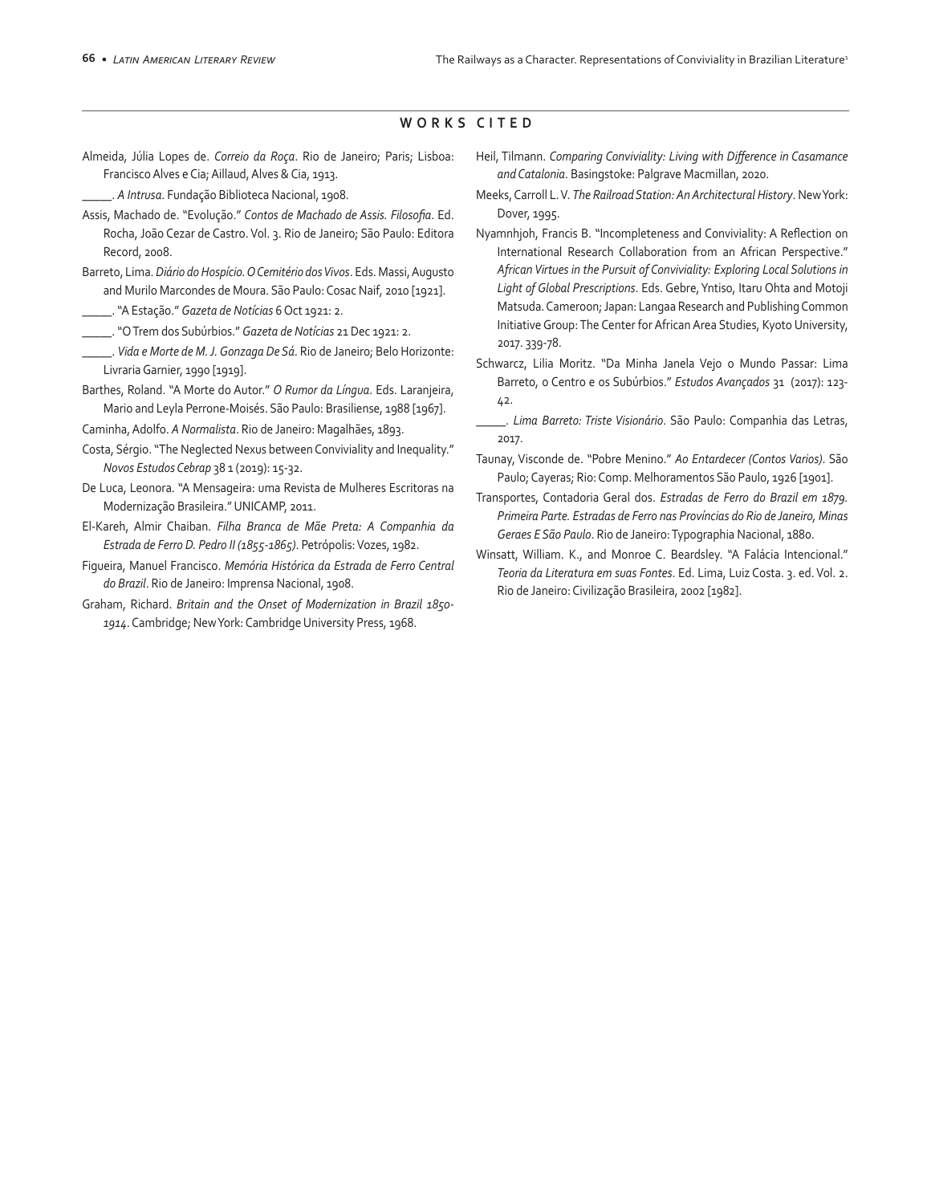## WORKS CITED

Almeida, Júlia Lopes de. *Correio da Roça*. Rio de Janeiro; Paris; Lisboa: Francisco Alves e Cia; Aillaud, Alves & Cia, 1913.

_____. *A Intrusa*. Fundação Biblioteca Nacional, 1908.

Assis, Machado de. "Evolução." *Contos de Machado de Assis. Filosofia*. Ed. Rocha, João Cezar de Castro. Vol. 3. Rio de Janeiro; São Paulo: Editora Record, 2008.

Barreto, Lima. *Diário do Hospício. O Cemitério dos Vivos*. Eds. Massi, Augusto and Murilo Marcondes de Moura. São Paulo: Cosac Naif, 2010 [1921].

_____. "A Estação." *Gazeta de Notícias* 6 Oct 1921: 2.

_____. "O Trem dos Subúrbios." *Gazeta de Notícias* 21 Dec 1921: 2.

_____. *Vida e Morte de M. J. Gonzaga De Sá*. Rio de Janeiro; Belo Horizonte: Livraria Garnier, 1990 [1919].

Barthes, Roland. "A Morte do Autor." *O Rumor da Língua*. Eds. Laranjeira, Mario and Leyla Perrone-Moisés. São Paulo: Brasiliense, 1988 [1967].

Caminha, Adolfo. *A Normalista*. Rio de Janeiro: Magalhães, 1893.

Costa, Sérgio. "The Neglected Nexus between Conviviality and Inequality." *Novos Estudos Cebrap* 38 1 (2019): 15-32.

De Luca, Leonora. "A Mensageira: uma Revista de Mulheres Escritoras na Modernização Brasileira." UNICAMP, 2011.

El-Kareh, Almir Chaiban. *Filha Branca de Mãe Preta: A Companhia da Estrada de Ferro D. Pedro II (1855-1865)*. Petrópolis: Vozes, 1982.

Figueira, Manuel Francisco. *Memória Histórica da Estrada de Ferro Central do Brazil*. Rio de Janeiro: Imprensa Nacional, 1908.

Graham, Richard. *Britain and the Onset of Modernization in Brazil 1850-1914*. Cambridge; New York: Cambridge University Press, 1968.

Heil, Tilmann. *Comparing Conviviality: Living with Difference in Casamance and Catalonia*. Basingstoke: Palgrave Macmillan, 2020.

Meeks, Carroll L. V. *The Railroad Station: An Architectural History*. New York: Dover, 1995.

Nyamnhjoh, Francis B. "Incompleteness and Conviviality: A Reflection on International Research Collaboration from an African Perspective." *African Virtues in the Pursuit of Conviviality: Exploring Local Solutions in Light of Global Prescriptions*. Eds. Gebre, Yntiso, Itaru Ohta and Motoji Matsuda. Cameroon; Japan: Langaa Research and Publishing Common Initiative Group: The Center for African Area Studies, Kyoto University, 2017. 339-78.

Schwarcz, Lilia Moritz. "Da Minha Janela Vejo o Mundo Passar: Lima Barreto, o Centro e os Subúrbios." *Estudos Avançados* 31 (2017): 123-42.

_____. *Lima Barreto: Triste Visionário*. São Paulo: Companhia das Letras, 2017.

Taunay, Visconde de. "Pobre Menino." *Ao Entardecer (Contos Varios)*. São Paulo; Cayeras; Rio: Comp. Melhoramentos São Paulo, 1926 [1901].

Transportes, Contadoria Geral dos. *Estradas de Ferro do Brazil em 1879. Primeira Parte. Estradas de Ferro nas Províncias do Rio de Janeiro, Minas Geraes E São Paulo*. Rio de Janeiro: Typographia Nacional, 1880.

Winsatt, William. K., and Monroe C. Beardsley. "A Falácia Intencional." *Teoria da Literatura em suas Fontes*. Ed. Lima, Luiz Costa. 3. ed. Vol. 2. Rio de Janeiro: Civilização Brasileira, 2002 [1982].